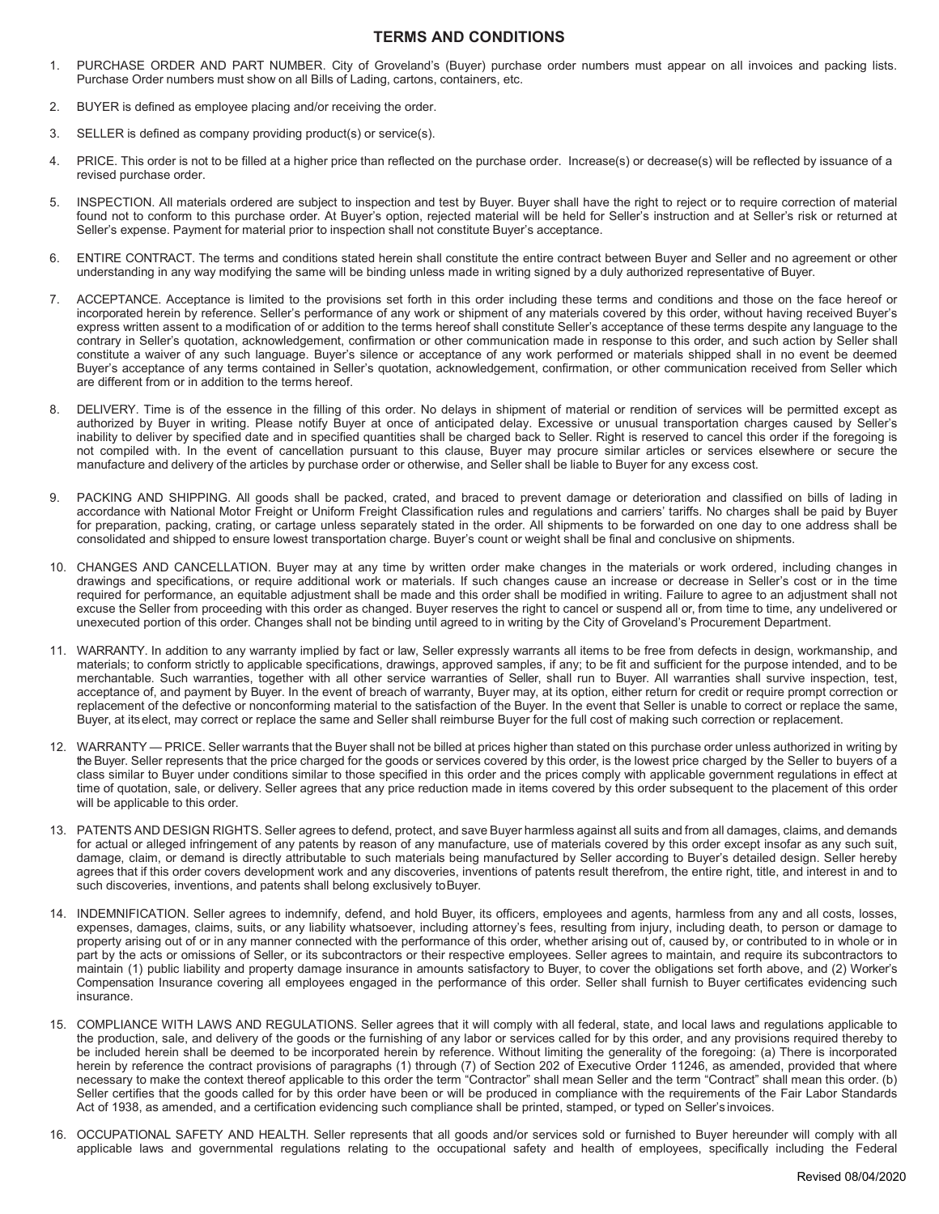## TERMS AND CONDITIONS

1. PURCHASE ORDER AND PART NUMBER. City of Groveland's (Buyer) purchase order numbers must appear on all invoices and packing lists. Purchase Order numbers must show on all Bills of Lading, cartons, containers, etc.

2. BUYER is defined as employee placing and/or receiving the order.

3. SELLER is defined as company providing product(s) or service(s).

4. PRICE. This order is not to be filled at a higher price than reflected on the purchase order. Increase(s) or decrease(s) will be reflected by issuance of a revised purchase order.

5. INSPECTION. All materials ordered are subject to inspection and test by Buyer. Buyer shall have the right to reject or to require correction of material found not to conform to this purchase order. At Buyer's option, rejected material will be held for Seller's instruction and at Seller's risk or returned at Seller's expense. Payment for material prior to inspection shall not constitute Buyer's acceptance.

6. ENTIRE CONTRACT. The terms and conditions stated herein shall constitute the entire contract between Buyer and Seller and no agreement or other understanding in any way modifying the same will be binding unless made in writing signed by a duly authorized representative of Buyer.

7. ACCEPTANCE. Acceptance is limited to the provisions set forth in this order including these terms and conditions and those on the face hereof or incorporated herein by reference. Seller's performance of any work or shipment of any materials covered by this order, without having received Buyer's express written assent to a modification of or addition to the terms hereof shall constitute Seller's acceptance of these terms despite any language to the contrary in Seller's quotation, acknowledgement, confirmation or other communication made in response to this order, and such action by Seller shall constitute a waiver of any such language. Buyer's silence or acceptance of any work performed or materials shipped shall in no event be deemed Buyer's acceptance of any terms contained in Seller's quotation, acknowledgement, confirmation, or other communication received from Seller which are different from or in addition to the terms hereof.

8. DELIVERY. Time is of the essence in the filling of this order. No delays in shipment of material or rendition of services will be permitted except as authorized by Buyer in writing. Please notify Buyer at once of anticipated delay. Excessive or unusual transportation charges caused by Seller's inability to deliver by specified date and in specified quantities shall be charged back to Seller. Right is reserved to cancel this order if the foregoing is not compiled with. In the event of cancellation pursuant to this clause, Buyer may procure similar articles or services elsewhere or secure the manufacture and delivery of the articles by purchase order or otherwise, and Seller shall be liable to Buyer for any excess cost.

9. PACKING AND SHIPPING. All goods shall be packed, crated, and braced to prevent damage or deterioration and classified on bills of lading in accordance with National Motor Freight or Uniform Freight Classification rules and regulations and carriers' tariffs. No charges shall be paid by Buyer for preparation, packing, crating, or cartage unless separately stated in the order. All shipments to be forwarded on one day to one address shall be consolidated and shipped to ensure lowest transportation charge. Buyer's count or weight shall be final and conclusive on shipments.

10. CHANGES AND CANCELLATION. Buyer may at any time by written order make changes in the materials or work ordered, including changes in drawings and specifications, or require additional work or materials. If such changes cause an increase or decrease in Seller's cost or in the time required for performance, an equitable adjustment shall be made and this order shall be modified in writing. Failure to agree to an adjustment shall not excuse the Seller from proceeding with this order as changed. Buyer reserves the right to cancel or suspend all or, from time to time, any undelivered or unexecuted portion of this order. Changes shall not be binding until agreed to in writing by the City of Groveland's Procurement Department.

11. WARRANTY. In addition to any warranty implied by fact or law, Seller expressly warrants all items to be free from defects in design, workmanship, and materials; to conform strictly to applicable specifications, drawings, approved samples, if any; to be fit and sufficient for the purpose intended, and to be merchantable. Such warranties, together with all other service warranties of Seller, shall run to Buyer. All warranties shall survive inspection, test, acceptance of, and payment by Buyer. In the event of breach of warranty, Buyer may, at its option, either return for credit or require prompt correction or replacement of the defective or nonconforming material to the satisfaction of the Buyer. In the event that Seller is unable to correct or replace the same, Buyer, at its elect, may correct or replace the same and Seller shall reimburse Buyer for the full cost of making such correction or replacement.

12. WARRANTY — PRICE. Seller warrants that the Buyer shall not be billed at prices higher than stated on this purchase order unless authorized in writing by the Buyer. Seller represents that the price charged for the goods or services covered by this order, is the lowest price charged by the Seller to buyers of a class similar to Buyer under conditions similar to those specified in this order and the prices comply with applicable government regulations in effect at time of quotation, sale, or delivery. Seller agrees that any price reduction made in items covered by this order subsequent to the placement of this order will be applicable to this order.

13. PATENTS AND DESIGN RIGHTS. Seller agrees to defend, protect, and save Buyer harmless against all suits and from all damages, claims, and demands for actual or alleged infringement of any patents by reason of any manufacture, use of materials covered by this order except insofar as any such suit, damage, claim, or demand is directly attributable to such materials being manufactured by Seller according to Buyer's detailed design. Seller hereby agrees that if this order covers development work and any discoveries, inventions of patents result therefrom, the entire right, title, and interest in and to such discoveries, inventions, and patents shall belong exclusively to Buyer.

14. INDEMNIFICATION. Seller agrees to indemnify, defend, and hold Buyer, its officers, employees and agents, harmless from any and all costs, losses, expenses, damages, claims, suits, or any liability whatsoever, including attorney's fees, resulting from injury, including death, to person or damage to property arising out of or in any manner connected with the performance of this order, whether arising out of, caused by, or contributed to in whole or in part by the acts or omissions of Seller, or its subcontractors or their respective employees. Seller agrees to maintain, and require its subcontractors to maintain (1) public liability and property damage insurance in amounts satisfactory to Buyer, to cover the obligations set forth above, and (2) Worker's Compensation Insurance covering all employees engaged in the performance of this order. Seller shall furnish to Buyer certificates evidencing such insurance.

15. COMPLIANCE WITH LAWS AND REGULATIONS. Seller agrees that it will comply with all federal, state, and local laws and regulations applicable to the production, sale, and delivery of the goods or the furnishing of any labor or services called for by this order, and any provisions required thereby to be included herein shall be deemed to be incorporated herein by reference. Without limiting the generality of the foregoing: (a) There is incorporated herein by reference the contract provisions of paragraphs (1) through (7) of Section 202 of Executive Order 11246, as amended, provided that where necessary to make the context thereof applicable to this order the term "Contractor" shall mean Seller and the term "Contract" shall mean this order. (b) Seller certifies that the goods called for by this order have been or will be produced in compliance with the requirements of the Fair Labor Standards Act of 1938, as amended, and a certification evidencing such compliance shall be printed, stamped, or typed on Seller's invoices.

16. OCCUPATIONAL SAFETY AND HEALTH. Seller represents that all goods and/or services sold or furnished to Buyer hereunder will comply with all applicable laws and governmental regulations relating to the occupational safety and health of employees, specifically including the Federal

Revised 08/04/2020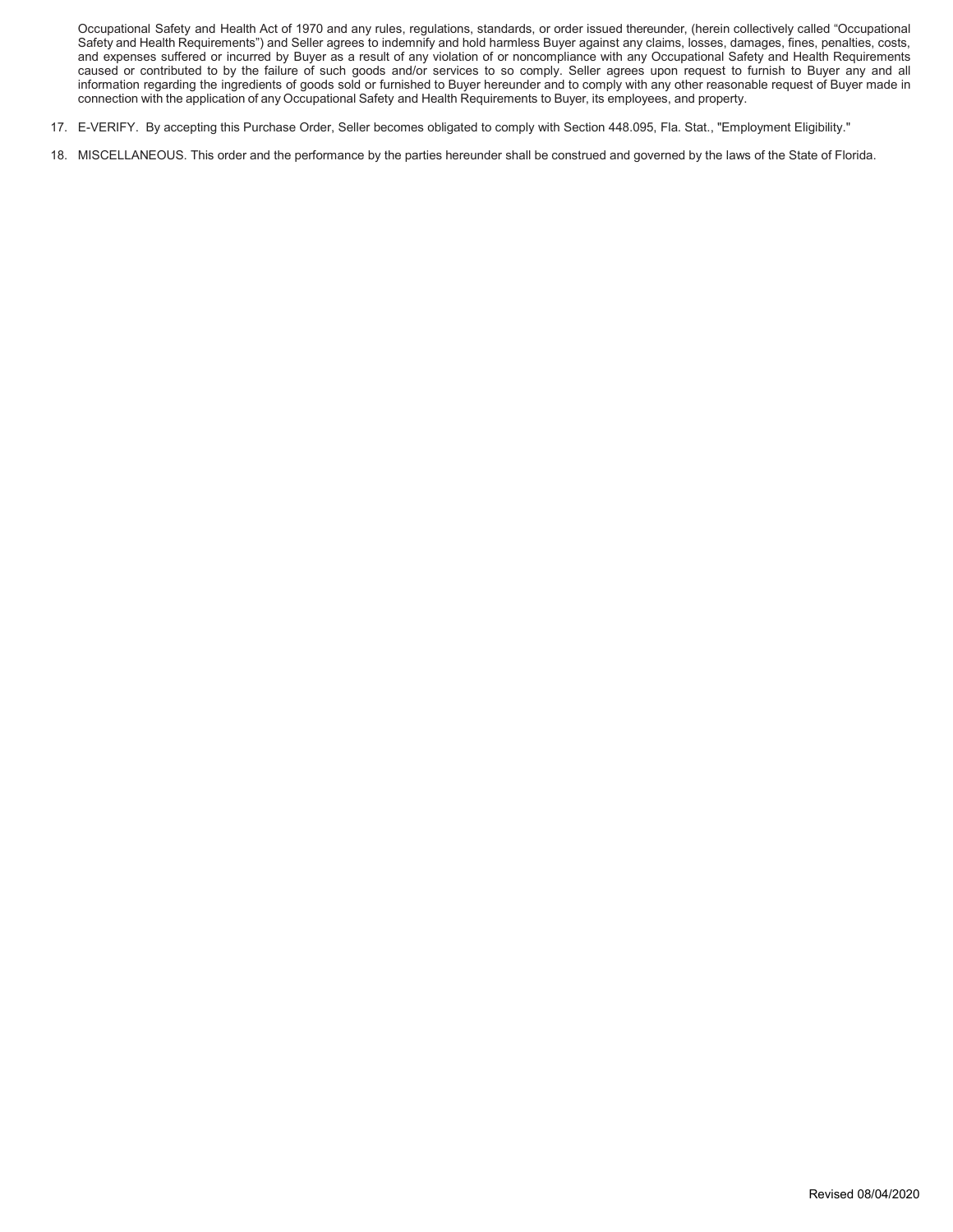Occupational Safety and Health Act of 1970 and any rules, regulations, standards, or order issued thereunder, (herein collectively called "Occupational Safety and Health Requirements") and Seller agrees to indemnify and hold harmless Buyer against any claims, losses, damages, fines, penalties, costs, and expenses suffered or incurred by Buyer as a result of any violation of or noncompliance with any Occupational Safety and Health Requirements caused or contributed to by the failure of such goods and/or services to so comply. Seller agrees upon request to furnish to Buyer any and all information regarding the ingredients of goods sold or furnished to Buyer hereunder and to comply with any other reasonable request of Buyer made in connection with the application of any Occupational Safety and Health Requirements to Buyer, its employees, and property.

17. E-VERIFY. By accepting this Purchase Order, Seller becomes obligated to comply with Section 448.095, Fla. Stat., "Employment Eligibility."

18. MISCELLANEOUS. This order and the performance by the parties hereunder shall be construed and governed by the laws of the State of Florida.

Revised 08/04/2020